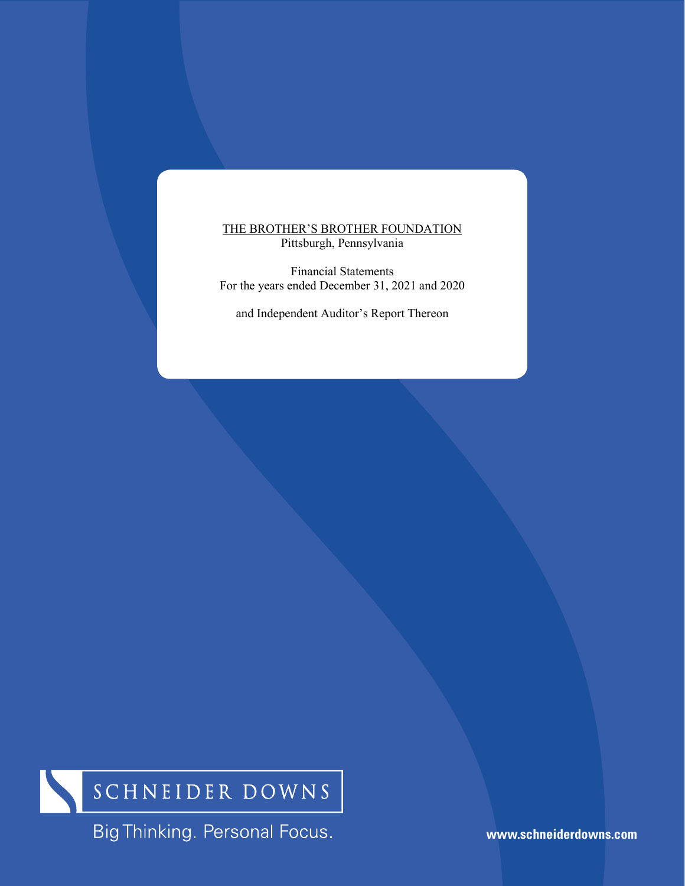THE BROTHER'S BROTHER FOUNDATION

Pittsburgh, Pennsylvania

Financial Statements

For the years ended December 31, 2021 and 2020

and Independent Auditor's Report Thereon

SCHNEIDER DOWNS

Big Thinking. Personal Focus.

www.schneiderdowns.com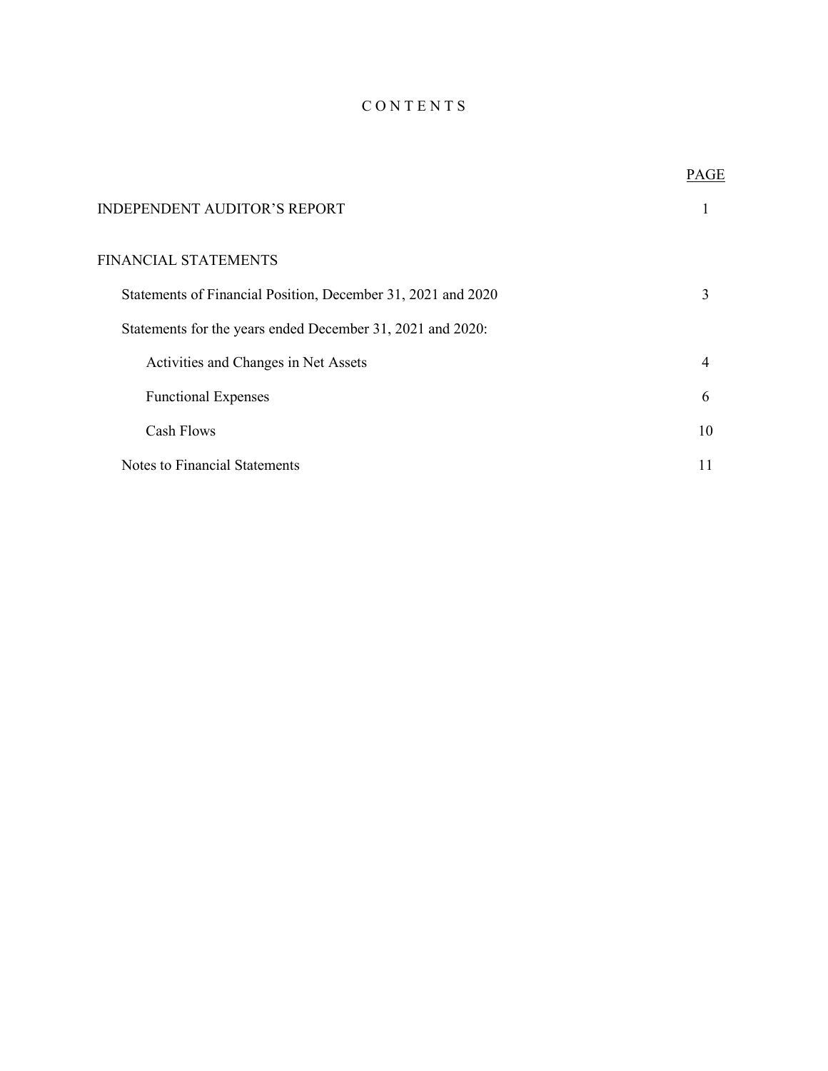# CONTENTS

| | PAGE |
|---|---|
| INDEPENDENT AUDITOR'S REPORT | 1 |
| FINANCIAL STATEMENTS | |
| Statements of Financial Position, December 31, 2021 and 2020 | 3 |
| Statements for the years ended December 31, 2021 and 2020: | |
| Activities and Changes in Net Assets | 4 |
| Functional Expenses | 6 |
| Cash Flows | 10 |
| Notes to Financial Statements | 11 |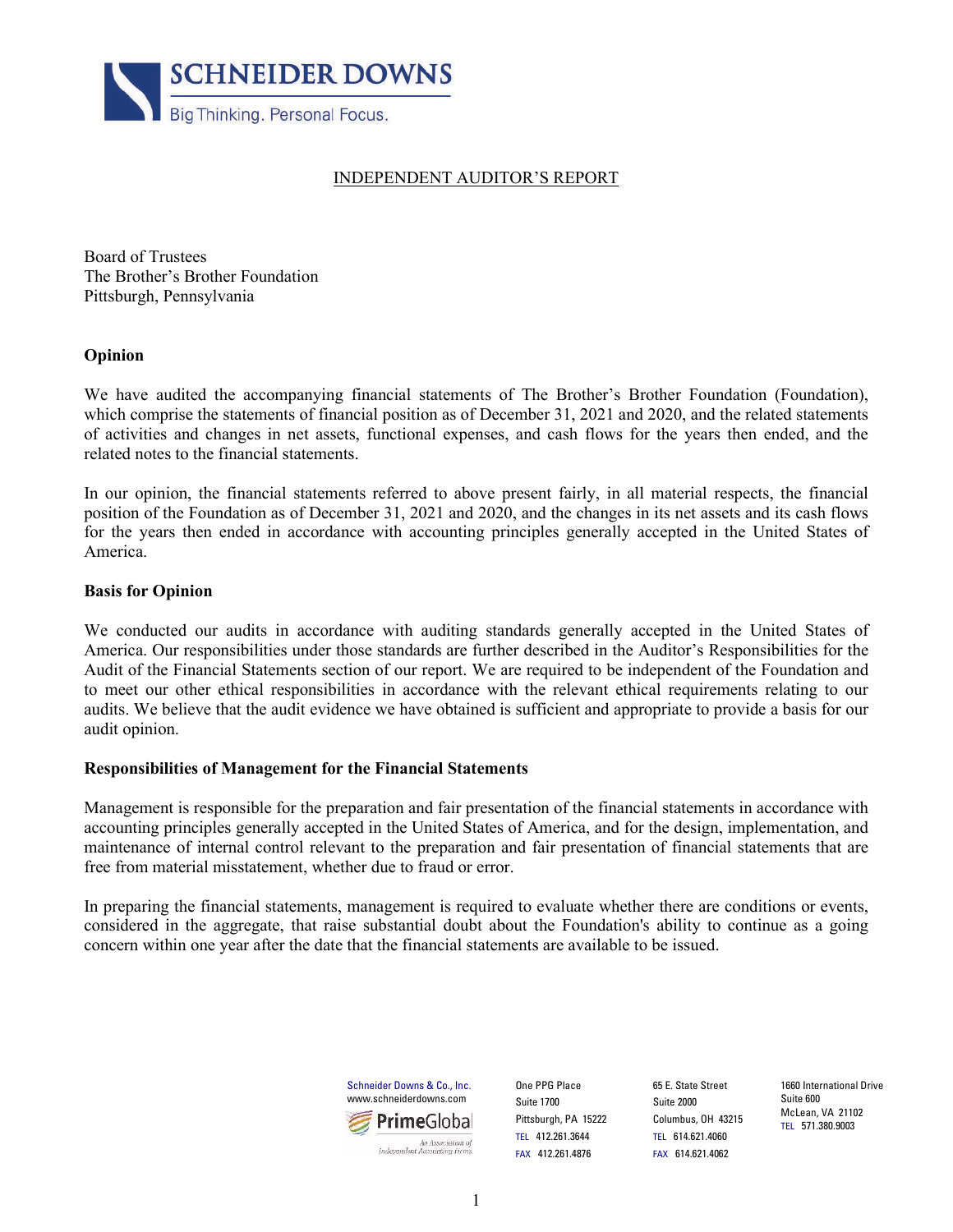# INDEPENDENT AUDITOR'S REPORT

Board of Trustees
The Brother's Brother Foundation
Pittsburgh, Pennsylvania

## Opinion

We have audited the accompanying financial statements of The Brother's Brother Foundation (Foundation), which comprise the statements of financial position as of December 31, 2021 and 2020, and the related statements of activities and changes in net assets, functional expenses, and cash flows for the years then ended, and the related notes to the financial statements.

In our opinion, the financial statements referred to above present fairly, in all material respects, the financial position of the Foundation as of December 31, 2021 and 2020, and the changes in its net assets and its cash flows for the years then ended in accordance with accounting principles generally accepted in the United States of America.

## Basis for Opinion

We conducted our audits in accordance with auditing standards generally accepted in the United States of America. Our responsibilities under those standards are further described in the Auditor's Responsibilities for the Audit of the Financial Statements section of our report. We are required to be independent of the Foundation and to meet our other ethical responsibilities in accordance with the relevant ethical requirements relating to our audits. We believe that the audit evidence we have obtained is sufficient and appropriate to provide a basis for our audit opinion.

## Responsibilities of Management for the Financial Statements

Management is responsible for the preparation and fair presentation of the financial statements in accordance with accounting principles generally accepted in the United States of America, and for the design, implementation, and maintenance of internal control relevant to the preparation and fair presentation of financial statements that are free from material misstatement, whether due to fraud or error.

In preparing the financial statements, management is required to evaluate whether there are conditions or events, considered in the aggregate, that raise substantial doubt about the Foundation's ability to continue as a going concern within one year after the date that the financial statements are available to be issued.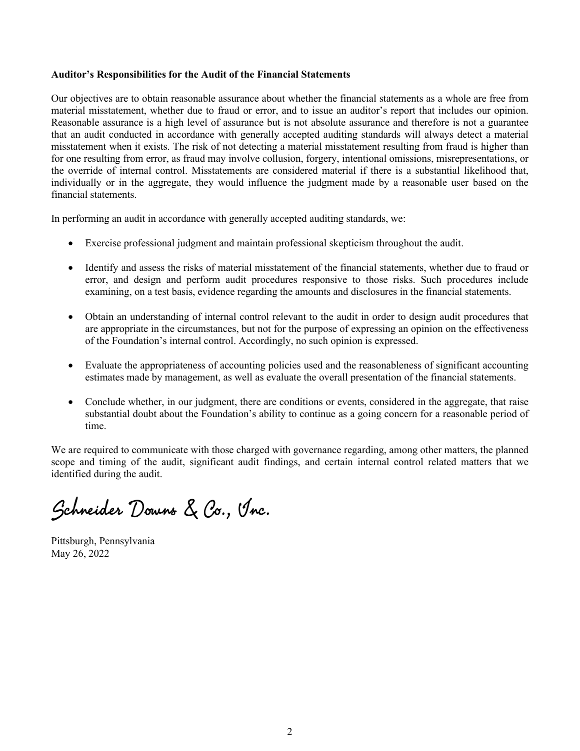**Auditor's Responsibilities for the Audit of the Financial Statements**

Our objectives are to obtain reasonable assurance about whether the financial statements as a whole are free from material misstatement, whether due to fraud or error, and to issue an auditor's report that includes our opinion. Reasonable assurance is a high level of assurance but is not absolute assurance and therefore is not a guarantee that an audit conducted in accordance with generally accepted auditing standards will always detect a material misstatement when it exists. The risk of not detecting a material misstatement resulting from fraud is higher than for one resulting from error, as fraud may involve collusion, forgery, intentional omissions, misrepresentations, or the override of internal control. Misstatements are considered material if there is a substantial likelihood that, individually or in the aggregate, they would influence the judgment made by a reasonable user based on the financial statements.

In performing an audit in accordance with generally accepted auditing standards, we:

- Exercise professional judgment and maintain professional skepticism throughout the audit.
- Identify and assess the risks of material misstatement of the financial statements, whether due to fraud or error, and design and perform audit procedures responsive to those risks. Such procedures include examining, on a test basis, evidence regarding the amounts and disclosures in the financial statements.
- Obtain an understanding of internal control relevant to the audit in order to design audit procedures that are appropriate in the circumstances, but not for the purpose of expressing an opinion on the effectiveness of the Foundation's internal control. Accordingly, no such opinion is expressed.
- Evaluate the appropriateness of accounting policies used and the reasonableness of significant accounting estimates made by management, as well as evaluate the overall presentation of the financial statements.
- Conclude whether, in our judgment, there are conditions or events, considered in the aggregate, that raise substantial doubt about the Foundation's ability to continue as a going concern for a reasonable period of time.

We are required to communicate with those charged with governance regarding, among other matters, the planned scope and timing of the audit, significant audit findings, and certain internal control related matters that we identified during the audit.

Schneider Downs & Co., Inc.

Pittsburgh, Pennsylvania
May 26, 2022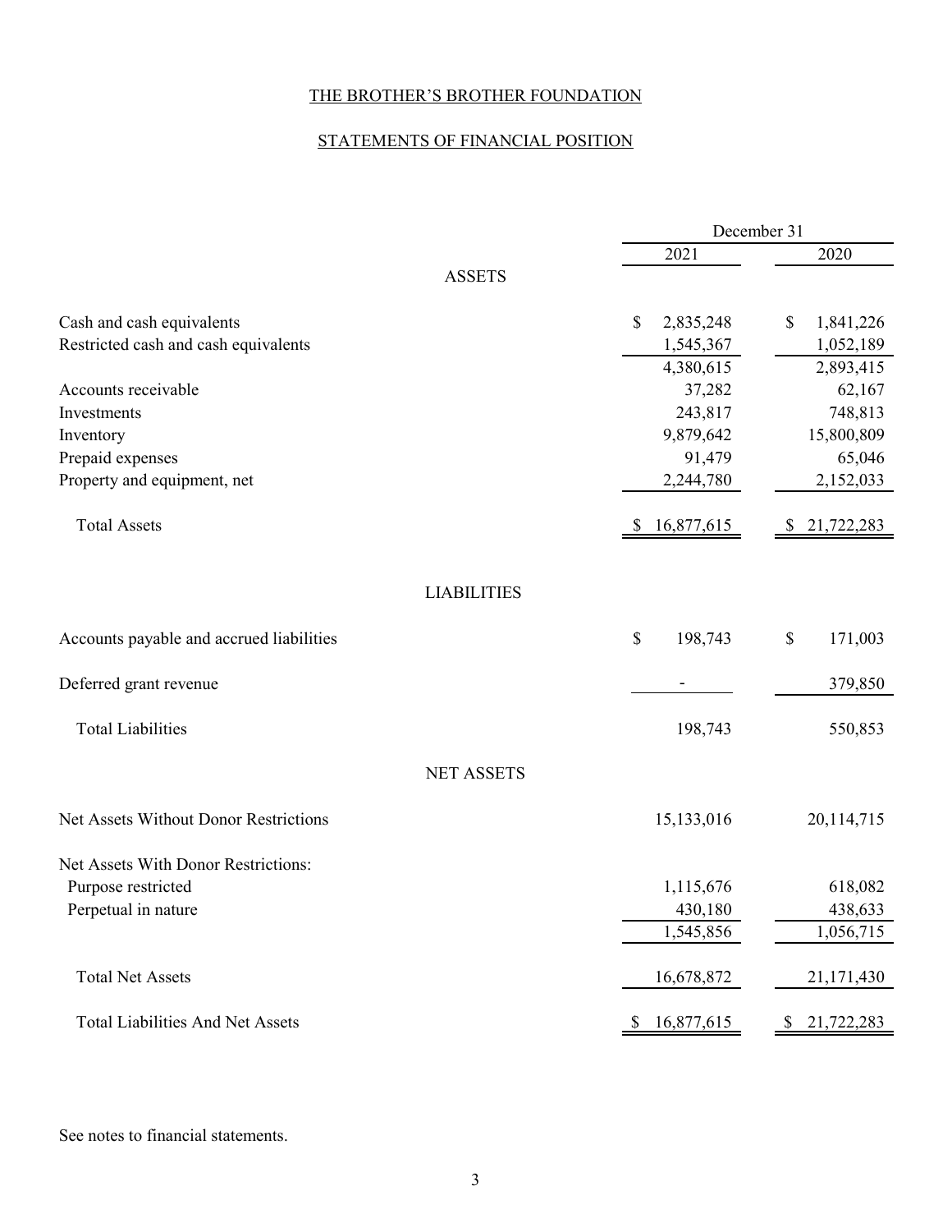# THE BROTHER'S BROTHER FOUNDATION

## STATEMENTS OF FINANCIAL POSITION

| | December 31 | |
|---|---|---|
| | 2021 | 2020 |
| **ASSETS** | | |
| Cash and cash equivalents | $ 2,835,248 | $ 1,841,226 |
| Restricted cash and cash equivalents | 1,545,367 | 1,052,189 |
| | 4,380,615 | 2,893,415 |
| Accounts receivable | 37,282 | 62,167 |
| Investments | 243,817 | 748,813 |
| Inventory | 9,879,642 | 15,800,809 |
| Prepaid expenses | 91,479 | 65,046 |
| Property and equipment, net | 2,244,780 | 2,152,033 |
| Total Assets | $ 16,877,615 | $ 21,722,283 |
| **LIABILITIES** | | |
| Accounts payable and accrued liabilities | $ 198,743 | $ 171,003 |
| Deferred grant revenue | - | 379,850 |
| Total Liabilities | 198,743 | 550,853 |
| **NET ASSETS** | | |
| Net Assets Without Donor Restrictions | 15,133,016 | 20,114,715 |
| Net Assets With Donor Restrictions: | | |
| Purpose restricted | 1,115,676 | 618,082 |
| Perpetual in nature | 430,180 | 438,633 |
| | 1,545,856 | 1,056,715 |
| Total Net Assets | 16,678,872 | 21,171,430 |
| Total Liabilities And Net Assets | $ 16,877,615 | $ 21,722,283 |

See notes to financial statements.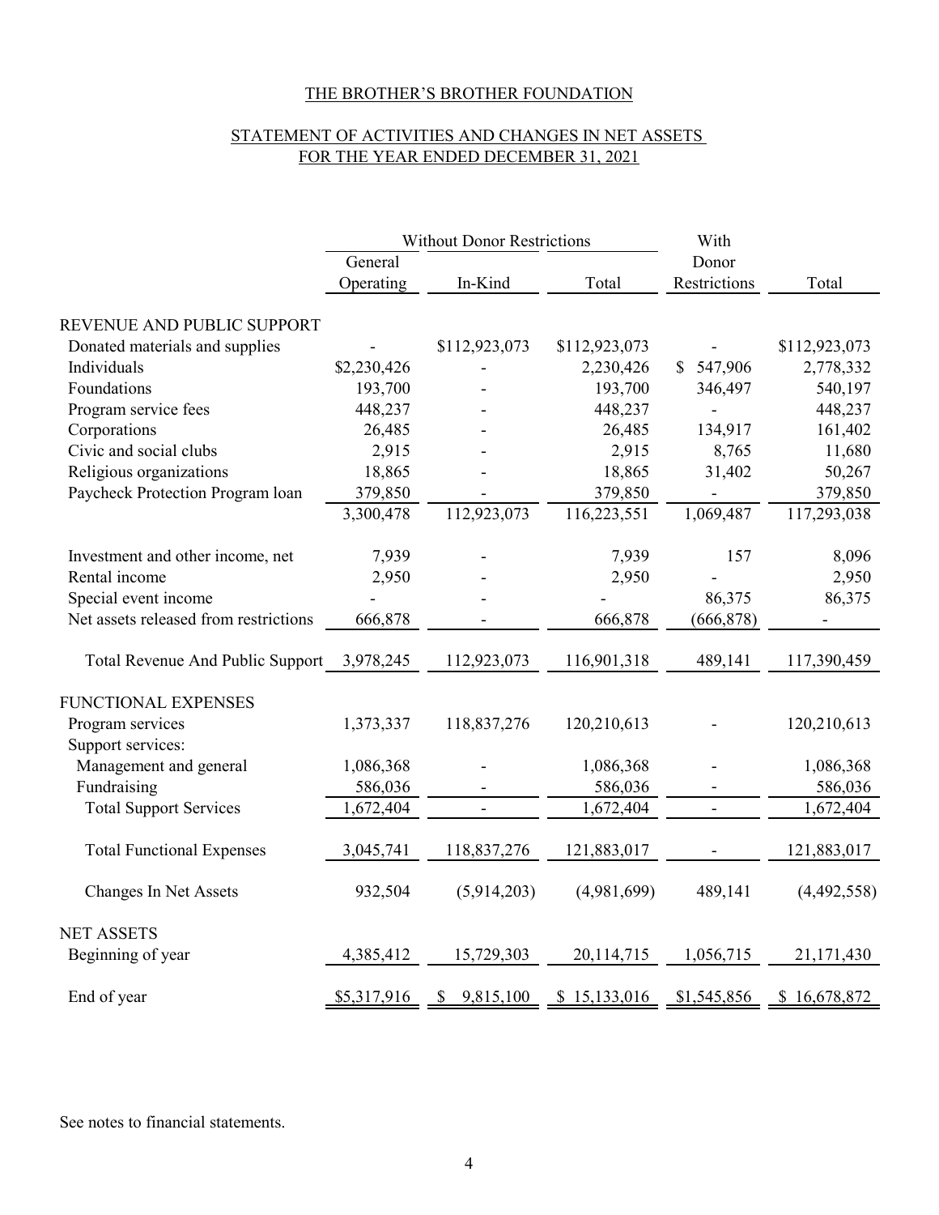# THE BROTHER'S BROTHER FOUNDATION

## STATEMENT OF ACTIVITIES AND CHANGES IN NET ASSETS FOR THE YEAR ENDED DECEMBER 31, 2021

| | Without Donor Restrictions | | | With | |
|---|---|---|---|---|---|
| | General Operating | In-Kind | Total | Donor Restrictions | Total |
| **REVENUE AND PUBLIC SUPPORT** | | | | | |
| Donated materials and supplies | - | $112,923,073 | $112,923,073 | - | $112,923,073 |
| Individuals | $2,230,426 | - | 2,230,426 | $ 547,906 | 2,778,332 |
| Foundations | 193,700 | - | 193,700 | 346,497 | 540,197 |
| Program service fees | 448,237 | - | 448,237 | - | 448,237 |
| Corporations | 26,485 | - | 26,485 | 134,917 | 161,402 |
| Civic and social clubs | 2,915 | - | 2,915 | 8,765 | 11,680 |
| Religious organizations | 18,865 | - | 18,865 | 31,402 | 50,267 |
| Paycheck Protection Program loan | 379,850 | - | 379,850 | - | 379,850 |
| | 3,300,478 | 112,923,073 | 116,223,551 | 1,069,487 | 117,293,038 |
| Investment and other income, net | 7,939 | - | 7,939 | 157 | 8,096 |
| Rental income | 2,950 | - | 2,950 | - | 2,950 |
| Special event income | - | - | - | 86,375 | 86,375 |
| Net assets released from restrictions | 666,878 | - | 666,878 | (666,878) | - |
| Total Revenue And Public Support | 3,978,245 | 112,923,073 | 116,901,318 | 489,141 | 117,390,459 |
| **FUNCTIONAL EXPENSES** | | | | | |
| Program services | 1,373,337 | 118,837,276 | 120,210,613 | - | 120,210,613 |
| Support services: | | | | | |
| Management and general | 1,086,368 | - | 1,086,368 | - | 1,086,368 |
| Fundraising | 586,036 | - | 586,036 | - | 586,036 |
| Total Support Services | 1,672,404 | - | 1,672,404 | - | 1,672,404 |
| Total Functional Expenses | 3,045,741 | 118,837,276 | 121,883,017 | - | 121,883,017 |
| Changes In Net Assets | 932,504 | (5,914,203) | (4,981,699) | 489,141 | (4,492,558) |
| **NET ASSETS** | | | | | |
| Beginning of year | 4,385,412 | 15,729,303 | 20,114,715 | 1,056,715 | 21,171,430 |
| End of year | $5,317,916 | $ 9,815,100 | $ 15,133,016 | $1,545,856 | $ 16,678,872 |

See notes to financial statements.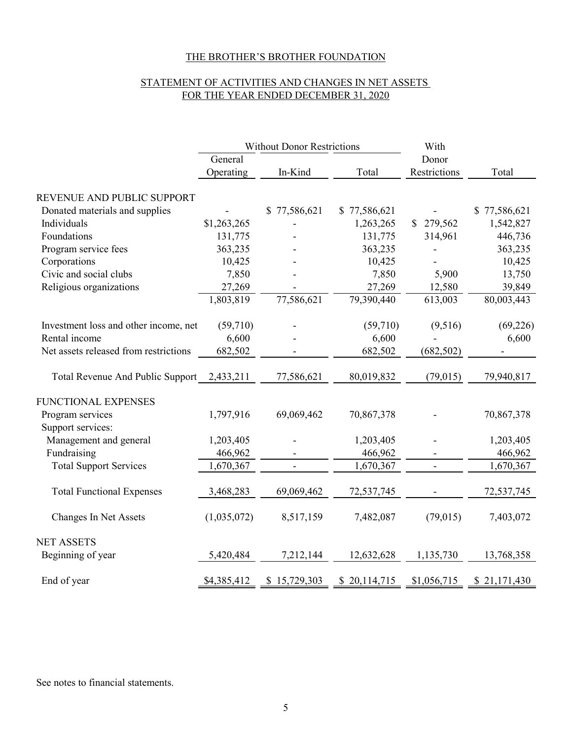# THE BROTHER'S BROTHER FOUNDATION

## STATEMENT OF ACTIVITIES AND CHANGES IN NET ASSETS FOR THE YEAR ENDED DECEMBER 31, 2020

| | Without Donor Restrictions | | | With | |
|---|---|---|---|---|---|
| | General Operating | In-Kind | Total | Donor Restrictions | Total |
| **REVENUE AND PUBLIC SUPPORT** | | | | | |
| Donated materials and supplies | - | $ 77,586,621 | $ 77,586,621 | - | $ 77,586,621 |
| Individuals | $1,263,265 | - | 1,263,265 | $ 279,562 | 1,542,827 |
| Foundations | 131,775 | - | 131,775 | 314,961 | 446,736 |
| Program service fees | 363,235 | - | 363,235 | - | 363,235 |
| Corporations | 10,425 | - | 10,425 | - | 10,425 |
| Civic and social clubs | 7,850 | - | 7,850 | 5,900 | 13,750 |
| Religious organizations | 27,269 | - | 27,269 | 12,580 | 39,849 |
| | 1,803,819 | 77,586,621 | 79,390,440 | 613,003 | 80,003,443 |
| Investment loss and other income, net | (59,710) | - | (59,710) | (9,516) | (69,226) |
| Rental income | 6,600 | - | 6,600 | - | 6,600 |
| Net assets released from restrictions | 682,502 | - | 682,502 | (682,502) | - |
| Total Revenue And Public Support | 2,433,211 | 77,586,621 | 80,019,832 | (79,015) | 79,940,817 |
| **FUNCTIONAL EXPENSES** | | | | | |
| Program services | 1,797,916 | 69,069,462 | 70,867,378 | - | 70,867,378 |
| Support services: | | | | | |
| Management and general | 1,203,405 | - | 1,203,405 | - | 1,203,405 |
| Fundraising | 466,962 | - | 466,962 | - | 466,962 |
| Total Support Services | 1,670,367 | - | 1,670,367 | - | 1,670,367 |
| Total Functional Expenses | 3,468,283 | 69,069,462 | 72,537,745 | - | 72,537,745 |
| Changes In Net Assets | (1,035,072) | 8,517,159 | 7,482,087 | (79,015) | 7,403,072 |
| **NET ASSETS** | | | | | |
| Beginning of year | 5,420,484 | 7,212,144 | 12,632,628 | 1,135,730 | 13,768,358 |
| End of year | $4,385,412 | $ 15,729,303 | $ 20,114,715 | $1,056,715 | $ 21,171,430 |

See notes to financial statements.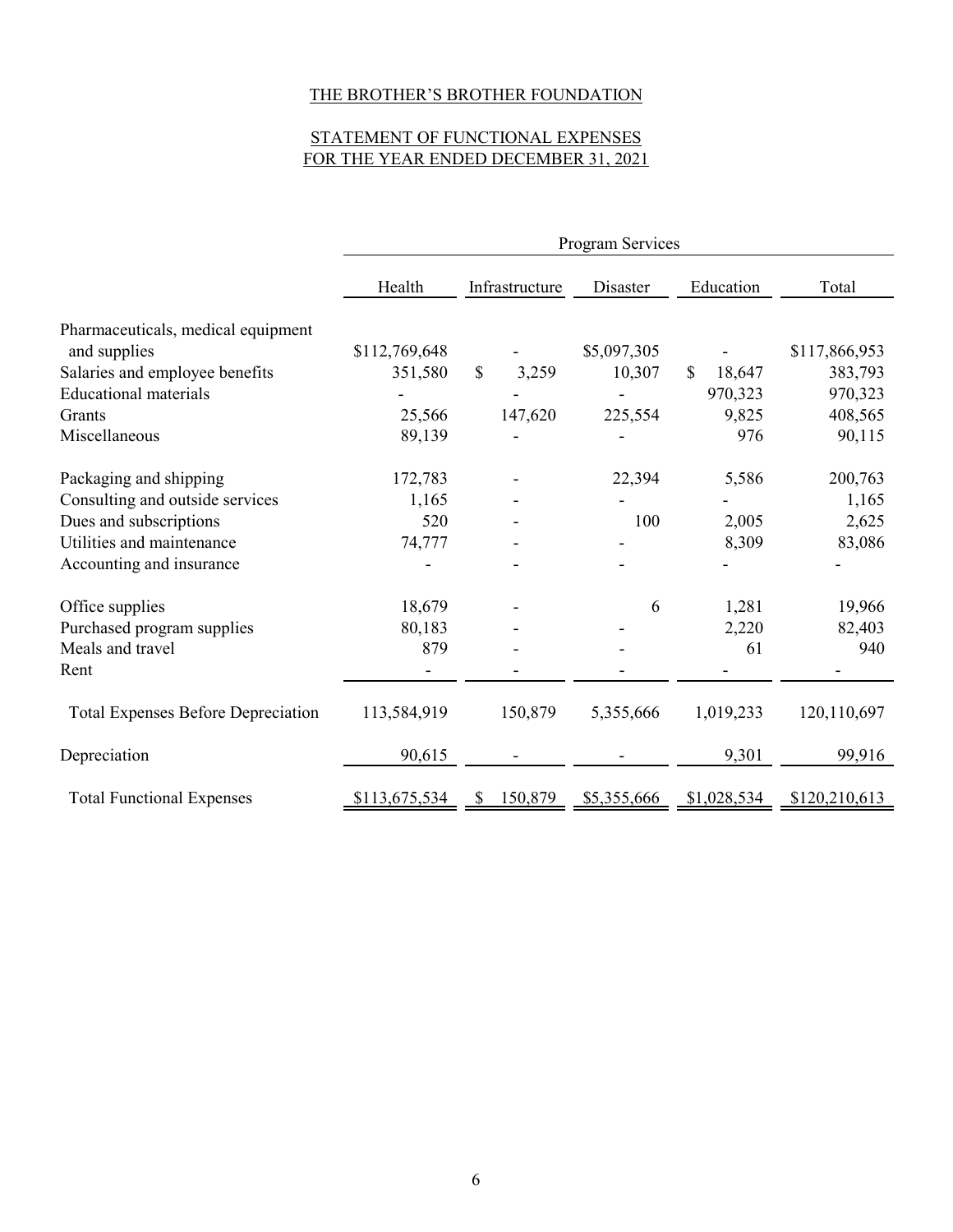# THE BROTHER'S BROTHER FOUNDATION

## STATEMENT OF FUNCTIONAL EXPENSES
## FOR THE YEAR ENDED DECEMBER 31, 2021

| | Program Services | | | | |
|---|---|---|---|---|---|
| | Health | Infrastructure | Disaster | Education | Total |
| Pharmaceuticals, medical equipment and supplies | $112,769,648 | - | $5,097,305 | - | $117,866,953 |
| Salaries and employee benefits | 351,580 | $ 3,259 | 10,307 | $ 18,647 | 383,793 |
| Educational materials | - | - | - | 970,323 | 970,323 |
| Grants | 25,566 | 147,620 | 225,554 | 9,825 | 408,565 |
| Miscellaneous | 89,139 | - | - | 976 | 90,115 |
| Packaging and shipping | 172,783 | - | 22,394 | 5,586 | 200,763 |
| Consulting and outside services | 1,165 | - | - | - | 1,165 |
| Dues and subscriptions | 520 | - | 100 | 2,005 | 2,625 |
| Utilities and maintenance | 74,777 | - | - | 8,309 | 83,086 |
| Accounting and insurance | - | - | - | - | - |
| Office supplies | 18,679 | - | 6 | 1,281 | 19,966 |
| Purchased program supplies | 80,183 | - | - | 2,220 | 82,403 |
| Meals and travel | 879 | - | - | 61 | 940 |
| Rent | - | - | - | - | - |
| Total Expenses Before Depreciation | 113,584,919 | 150,879 | 5,355,666 | 1,019,233 | 120,110,697 |
| Depreciation | 90,615 | - | - | 9,301 | 99,916 |
| Total Functional Expenses | $113,675,534 | $ 150,879 | $5,355,666 | $1,028,534 | $120,210,613 |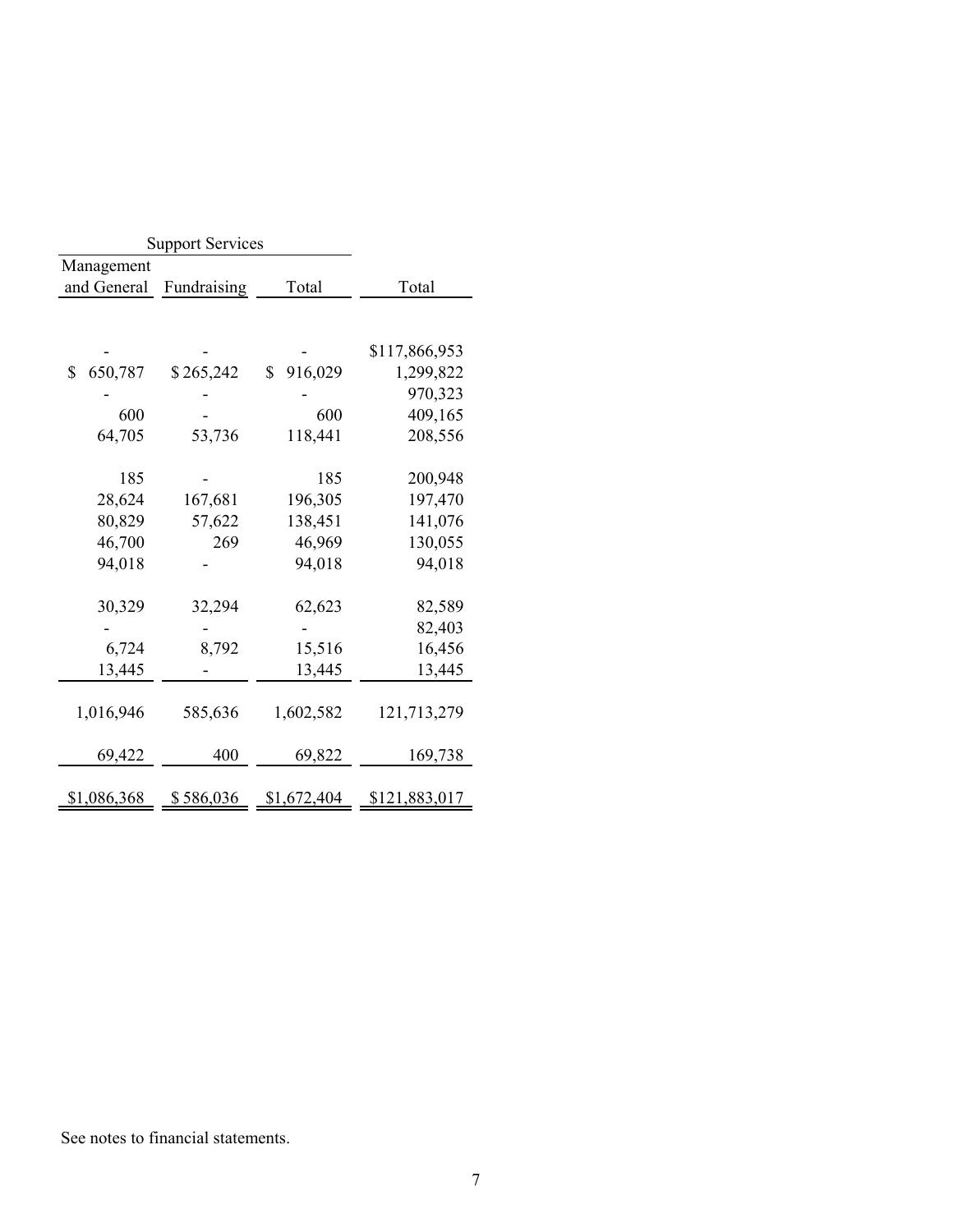| Support Services | | | |
|---|---|---|---|
| Management and General | Fundraising | Total | Total |
| | | | |
| - | - | - | $117,866,953 |
| $ 650,787 | $ 265,242 | $ 916,029 | 1,299,822 |
| - | - | - | 970,323 |
| 600 | - | 600 | 409,165 |
| 64,705 | 53,736 | 118,441 | 208,556 |
| 185 | - | 185 | 200,948 |
| 28,624 | 167,681 | 196,305 | 197,470 |
| 80,829 | 57,622 | 138,451 | 141,076 |
| 46,700 | 269 | 46,969 | 130,055 |
| 94,018 | - | 94,018 | 94,018 |
| 30,329 | 32,294 | 62,623 | 82,589 |
| - | - | - | 82,403 |
| 6,724 | 8,792 | 15,516 | 16,456 |
| 13,445 | - | 13,445 | 13,445 |
| 1,016,946 | 585,636 | 1,602,582 | 121,713,279 |
| 69,422 | 400 | 69,822 | 169,738 |
| $1,086,368 | $ 586,036 | $1,672,404 | $121,883,017 |

See notes to financial statements.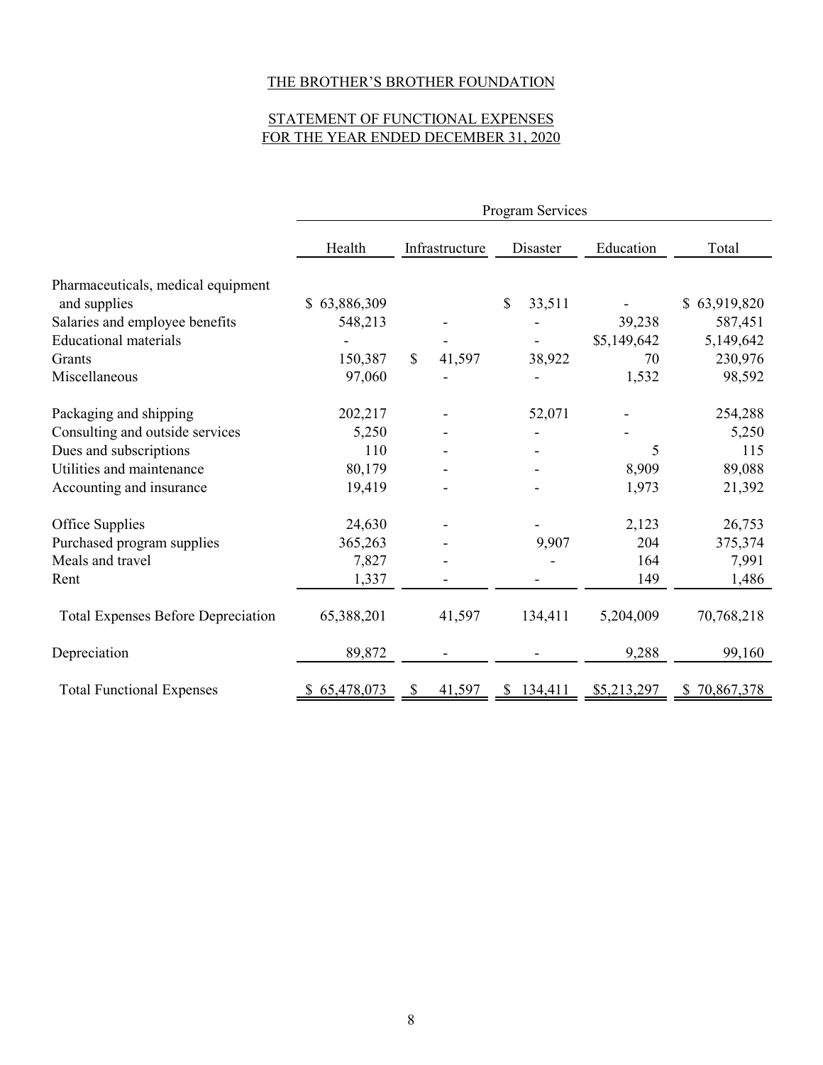THE BROTHER'S BROTHER FOUNDATION

STATEMENT OF FUNCTIONAL EXPENSES
FOR THE YEAR ENDED DECEMBER 31, 2020

| | Program Services | | | | |
|---|---|---|---|---|---|
| | Health | Infrastructure | Disaster | Education | Total |
| Pharmaceuticals, medical equipment and supplies | $ 63,886,309 | | $ 33,511 | - | $ 63,919,820 |
| Salaries and employee benefits | 548,213 | - | - | 39,238 | 587,451 |
| Educational materials | - | - | - | $5,149,642 | 5,149,642 |
| Grants | 150,387 | $ 41,597 | 38,922 | 70 | 230,976 |
| Miscellaneous | 97,060 | - | - | 1,532 | 98,592 |
| Packaging and shipping | 202,217 | - | 52,071 | - | 254,288 |
| Consulting and outside services | 5,250 | - | - | - | 5,250 |
| Dues and subscriptions | 110 | - | - | 5 | 115 |
| Utilities and maintenance | 80,179 | - | - | 8,909 | 89,088 |
| Accounting and insurance | 19,419 | - | - | 1,973 | 21,392 |
| Office Supplies | 24,630 | - | - | 2,123 | 26,753 |
| Purchased program supplies | 365,263 | - | 9,907 | 204 | 375,374 |
| Meals and travel | 7,827 | - | - | 164 | 7,991 |
| Rent | 1,337 | - | - | 149 | 1,486 |
| Total Expenses Before Depreciation | 65,388,201 | 41,597 | 134,411 | 5,204,009 | 70,768,218 |
| Depreciation | 89,872 | - | - | 9,288 | 99,160 |
| Total Functional Expenses | $ 65,478,073 | $ 41,597 | $ 134,411 | $5,213,297 | $ 70,867,378 |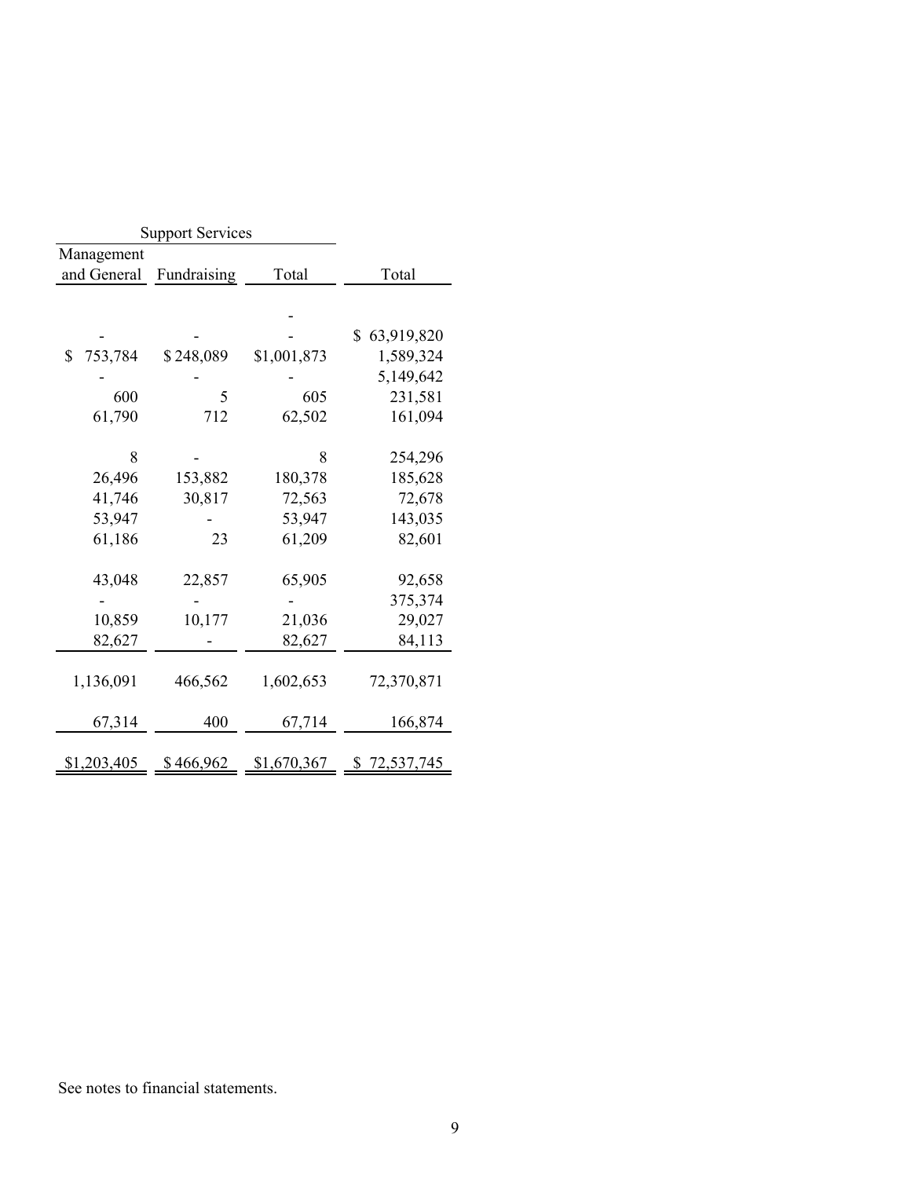| Support Services | | | |
|---|---|---|---|
| Management and General | Fundraising | Total | Total |
| | | - | |
| - | - | - | $ 63,919,820 |
| $ 753,784 | $ 248,089 | $1,001,873 | 1,589,324 |
| - | - | - | 5,149,642 |
| 600 | 5 | 605 | 231,581 |
| 61,790 | 712 | 62,502 | 161,094 |
| 8 | - | 8 | 254,296 |
| 26,496 | 153,882 | 180,378 | 185,628 |
| 41,746 | 30,817 | 72,563 | 72,678 |
| 53,947 | - | 53,947 | 143,035 |
| 61,186 | 23 | 61,209 | 82,601 |
| 43,048 | 22,857 | 65,905 | 92,658 |
| - | - | - | 375,374 |
| 10,859 | 10,177 | 21,036 | 29,027 |
| 82,627 | - | 82,627 | 84,113 |
| 1,136,091 | 466,562 | 1,602,653 | 72,370,871 |
| 67,314 | 400 | 67,714 | 166,874 |
| $1,203,405 | $ 466,962 | $1,670,367 | $ 72,537,745 |

See notes to financial statements.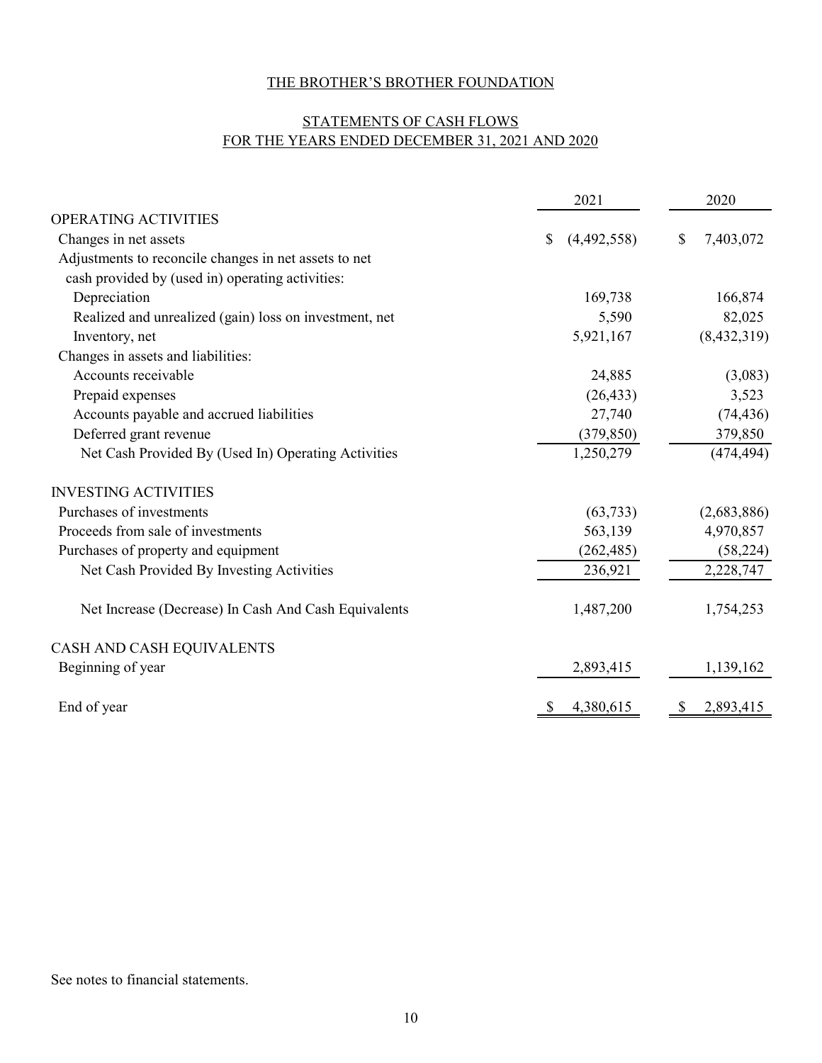# THE BROTHER'S BROTHER FOUNDATION

## STATEMENTS OF CASH FLOWS
## FOR THE YEARS ENDED DECEMBER 31, 2021 AND 2020

| | 2021 | 2020 |
|---|---|---|
| OPERATING ACTIVITIES | | |
| Changes in net assets | $ (4,492,558) | $ 7,403,072 |
| Adjustments to reconcile changes in net assets to net cash provided by (used in) operating activities: | | |
| Depreciation | 169,738 | 166,874 |
| Realized and unrealized (gain) loss on investment, net | 5,590 | 82,025 |
| Inventory, net | 5,921,167 | (8,432,319) |
| Changes in assets and liabilities: | | |
| Accounts receivable | 24,885 | (3,083) |
| Prepaid expenses | (26,433) | 3,523 |
| Accounts payable and accrued liabilities | 27,740 | (74,436) |
| Deferred grant revenue | (379,850) | 379,850 |
| Net Cash Provided By (Used In) Operating Activities | 1,250,279 | (474,494) |
| INVESTING ACTIVITIES | | |
| Purchases of investments | (63,733) | (2,683,886) |
| Proceeds from sale of investments | 563,139 | 4,970,857 |
| Purchases of property and equipment | (262,485) | (58,224) |
| Net Cash Provided By Investing Activities | 236,921 | 2,228,747 |
| Net Increase (Decrease) In Cash And Cash Equivalents | 1,487,200 | 1,754,253 |
| CASH AND CASH EQUIVALENTS | | |
| Beginning of year | 2,893,415 | 1,139,162 |
| End of year | $ 4,380,615 | $ 2,893,415 |

See notes to financial statements.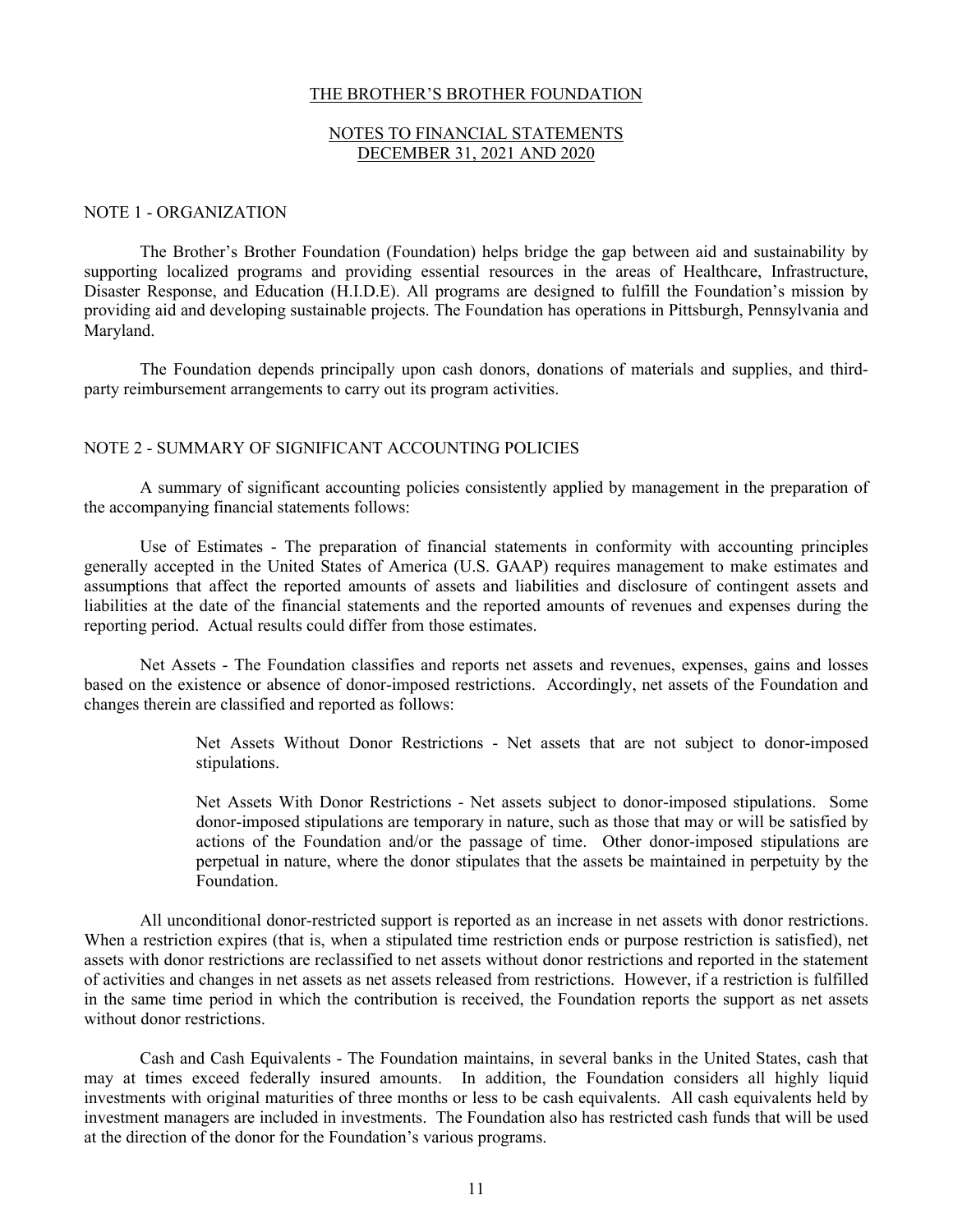THE BROTHER'S BROTHER FOUNDATION

NOTES TO FINANCIAL STATEMENTS
DECEMBER 31, 2021 AND 2020

## NOTE 1 - ORGANIZATION

The Brother's Brother Foundation (Foundation) helps bridge the gap between aid and sustainability by supporting localized programs and providing essential resources in the areas of Healthcare, Infrastructure, Disaster Response, and Education (H.I.D.E). All programs are designed to fulfill the Foundation's mission by providing aid and developing sustainable projects. The Foundation has operations in Pittsburgh, Pennsylvania and Maryland.

The Foundation depends principally upon cash donors, donations of materials and supplies, and third-party reimbursement arrangements to carry out its program activities.

## NOTE 2 - SUMMARY OF SIGNIFICANT ACCOUNTING POLICIES

A summary of significant accounting policies consistently applied by management in the preparation of the accompanying financial statements follows:

Use of Estimates - The preparation of financial statements in conformity with accounting principles generally accepted in the United States of America (U.S. GAAP) requires management to make estimates and assumptions that affect the reported amounts of assets and liabilities and disclosure of contingent assets and liabilities at the date of the financial statements and the reported amounts of revenues and expenses during the reporting period. Actual results could differ from those estimates.

Net Assets - The Foundation classifies and reports net assets and revenues, expenses, gains and losses based on the existence or absence of donor-imposed restrictions. Accordingly, net assets of the Foundation and changes therein are classified and reported as follows:

> Net Assets Without Donor Restrictions - Net assets that are not subject to donor-imposed stipulations.
>
> Net Assets With Donor Restrictions - Net assets subject to donor-imposed stipulations. Some donor-imposed stipulations are temporary in nature, such as those that may or will be satisfied by actions of the Foundation and/or the passage of time. Other donor-imposed stipulations are perpetual in nature, where the donor stipulates that the assets be maintained in perpetuity by the Foundation.

All unconditional donor-restricted support is reported as an increase in net assets with donor restrictions. When a restriction expires (that is, when a stipulated time restriction ends or purpose restriction is satisfied), net assets with donor restrictions are reclassified to net assets without donor restrictions and reported in the statement of activities and changes in net assets as net assets released from restrictions. However, if a restriction is fulfilled in the same time period in which the contribution is received, the Foundation reports the support as net assets without donor restrictions.

Cash and Cash Equivalents - The Foundation maintains, in several banks in the United States, cash that may at times exceed federally insured amounts. In addition, the Foundation considers all highly liquid investments with original maturities of three months or less to be cash equivalents. All cash equivalents held by investment managers are included in investments. The Foundation also has restricted cash funds that will be used at the direction of the donor for the Foundation's various programs.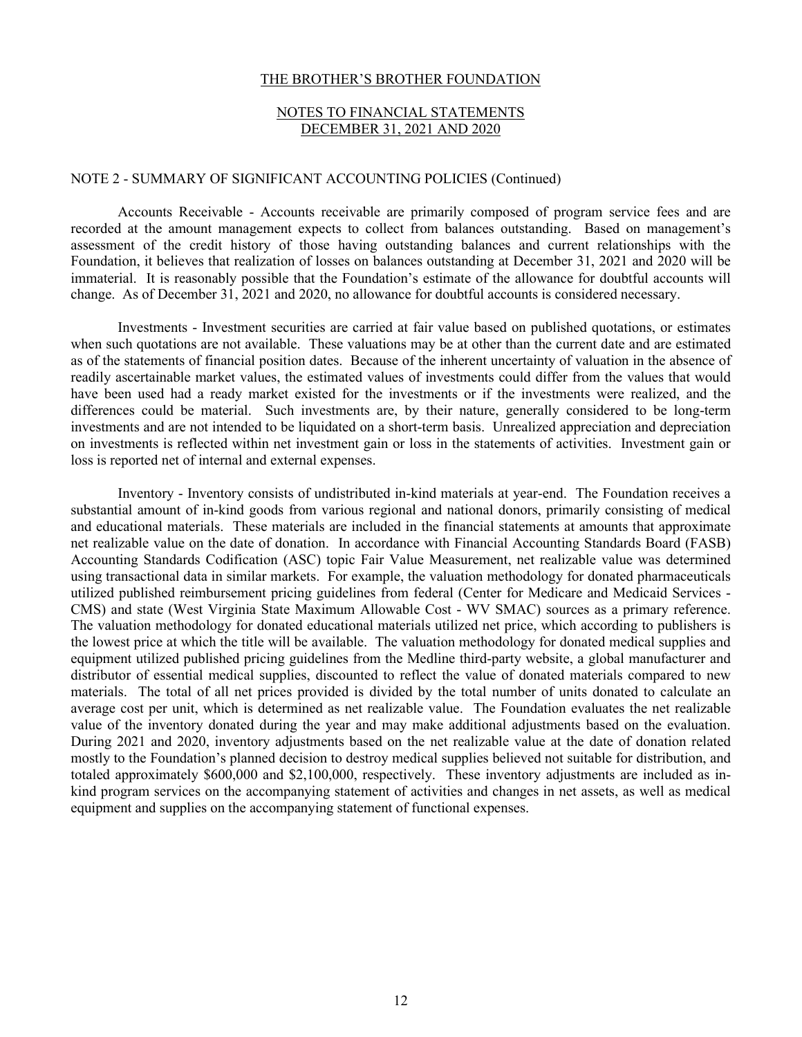## NOTE 2 - SUMMARY OF SIGNIFICANT ACCOUNTING POLICIES (Continued)

Accounts Receivable - Accounts receivable are primarily composed of program service fees and are recorded at the amount management expects to collect from balances outstanding. Based on management's assessment of the credit history of those having outstanding balances and current relationships with the Foundation, it believes that realization of losses on balances outstanding at December 31, 2021 and 2020 will be immaterial. It is reasonably possible that the Foundation's estimate of the allowance for doubtful accounts will change. As of December 31, 2021 and 2020, no allowance for doubtful accounts is considered necessary.

Investments - Investment securities are carried at fair value based on published quotations, or estimates when such quotations are not available. These valuations may be at other than the current date and are estimated as of the statements of financial position dates. Because of the inherent uncertainty of valuation in the absence of readily ascertainable market values, the estimated values of investments could differ from the values that would have been used had a ready market existed for the investments or if the investments were realized, and the differences could be material. Such investments are, by their nature, generally considered to be long-term investments and are not intended to be liquidated on a short-term basis. Unrealized appreciation and depreciation on investments is reflected within net investment gain or loss in the statements of activities. Investment gain or loss is reported net of internal and external expenses.

Inventory - Inventory consists of undistributed in-kind materials at year-end. The Foundation receives a substantial amount of in-kind goods from various regional and national donors, primarily consisting of medical and educational materials. These materials are included in the financial statements at amounts that approximate net realizable value on the date of donation. In accordance with Financial Accounting Standards Board (FASB) Accounting Standards Codification (ASC) topic Fair Value Measurement, net realizable value was determined using transactional data in similar markets. For example, the valuation methodology for donated pharmaceuticals utilized published reimbursement pricing guidelines from federal (Center for Medicare and Medicaid Services - CMS) and state (West Virginia State Maximum Allowable Cost - WV SMAC) sources as a primary reference. The valuation methodology for donated educational materials utilized net price, which according to publishers is the lowest price at which the title will be available. The valuation methodology for donated medical supplies and equipment utilized published pricing guidelines from the Medline third-party website, a global manufacturer and distributor of essential medical supplies, discounted to reflect the value of donated materials compared to new materials. The total of all net prices provided is divided by the total number of units donated to calculate an average cost per unit, which is determined as net realizable value. The Foundation evaluates the net realizable value of the inventory donated during the year and may make additional adjustments based on the evaluation. During 2021 and 2020, inventory adjustments based on the net realizable value at the date of donation related mostly to the Foundation's planned decision to destroy medical supplies believed not suitable for distribution, and totaled approximately $600,000 and $2,100,000, respectively. These inventory adjustments are included as in-kind program services on the accompanying statement of activities and changes in net assets, as well as medical equipment and supplies on the accompanying statement of functional expenses.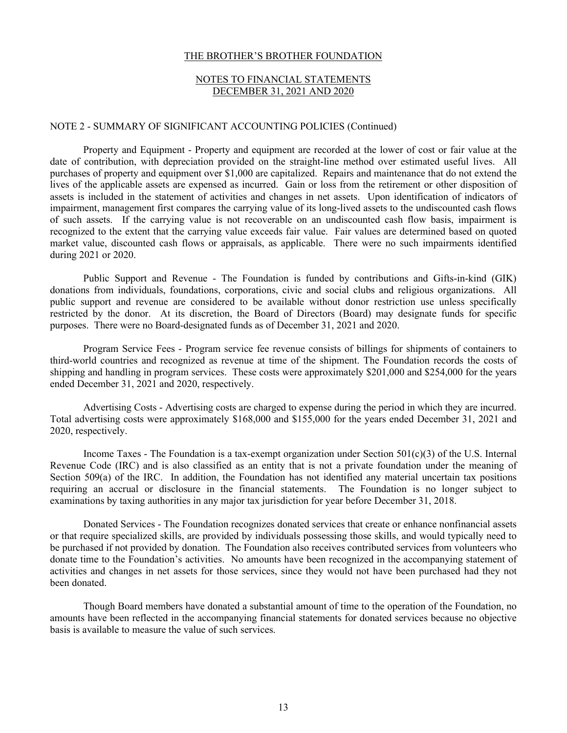THE BROTHER'S BROTHER FOUNDATION

NOTES TO FINANCIAL STATEMENTS
DECEMBER 31, 2021 AND 2020

NOTE 2 - SUMMARY OF SIGNIFICANT ACCOUNTING POLICIES (Continued)

Property and Equipment - Property and equipment are recorded at the lower of cost or fair value at the date of contribution, with depreciation provided on the straight-line method over estimated useful lives. All purchases of property and equipment over $1,000 are capitalized. Repairs and maintenance that do not extend the lives of the applicable assets are expensed as incurred. Gain or loss from the retirement or other disposition of assets is included in the statement of activities and changes in net assets. Upon identification of indicators of impairment, management first compares the carrying value of its long-lived assets to the undiscounted cash flows of such assets. If the carrying value is not recoverable on an undiscounted cash flow basis, impairment is recognized to the extent that the carrying value exceeds fair value. Fair values are determined based on quoted market value, discounted cash flows or appraisals, as applicable. There were no such impairments identified during 2021 or 2020.

Public Support and Revenue - The Foundation is funded by contributions and Gifts-in-kind (GIK) donations from individuals, foundations, corporations, civic and social clubs and religious organizations. All public support and revenue are considered to be available without donor restriction use unless specifically restricted by the donor. At its discretion, the Board of Directors (Board) may designate funds for specific purposes. There were no Board-designated funds as of December 31, 2021 and 2020.

Program Service Fees - Program service fee revenue consists of billings for shipments of containers to third-world countries and recognized as revenue at time of the shipment. The Foundation records the costs of shipping and handling in program services. These costs were approximately $201,000 and $254,000 for the years ended December 31, 2021 and 2020, respectively.

Advertising Costs - Advertising costs are charged to expense during the period in which they are incurred. Total advertising costs were approximately $168,000 and $155,000 for the years ended December 31, 2021 and 2020, respectively.

Income Taxes - The Foundation is a tax-exempt organization under Section 501(c)(3) of the U.S. Internal Revenue Code (IRC) and is also classified as an entity that is not a private foundation under the meaning of Section 509(a) of the IRC. In addition, the Foundation has not identified any material uncertain tax positions requiring an accrual or disclosure in the financial statements. The Foundation is no longer subject to examinations by taxing authorities in any major tax jurisdiction for year before December 31, 2018.

Donated Services - The Foundation recognizes donated services that create or enhance nonfinancial assets or that require specialized skills, are provided by individuals possessing those skills, and would typically need to be purchased if not provided by donation. The Foundation also receives contributed services from volunteers who donate time to the Foundation's activities. No amounts have been recognized in the accompanying statement of activities and changes in net assets for those services, since they would not have been purchased had they not been donated.

Though Board members have donated a substantial amount of time to the operation of the Foundation, no amounts have been reflected in the accompanying financial statements for donated services because no objective basis is available to measure the value of such services.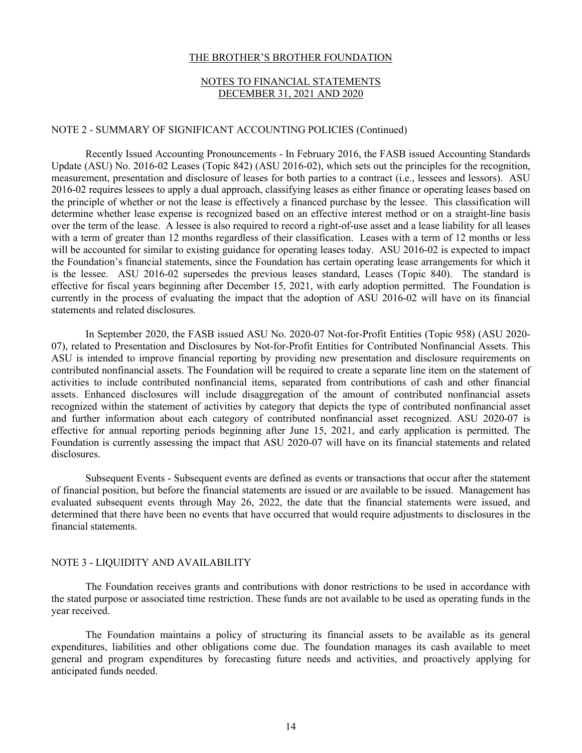THE BROTHER'S BROTHER FOUNDATION

NOTES TO FINANCIAL STATEMENTS
DECEMBER 31, 2021 AND 2020

## NOTE 2 - SUMMARY OF SIGNIFICANT ACCOUNTING POLICIES (Continued)

Recently Issued Accounting Pronouncements - In February 2016, the FASB issued Accounting Standards Update (ASU) No. 2016-02 Leases (Topic 842) (ASU 2016-02), which sets out the principles for the recognition, measurement, presentation and disclosure of leases for both parties to a contract (i.e., lessees and lessors). ASU 2016-02 requires lessees to apply a dual approach, classifying leases as either finance or operating leases based on the principle of whether or not the lease is effectively a financed purchase by the lessee. This classification will determine whether lease expense is recognized based on an effective interest method or on a straight-line basis over the term of the lease. A lessee is also required to record a right-of-use asset and a lease liability for all leases with a term of greater than 12 months regardless of their classification. Leases with a term of 12 months or less will be accounted for similar to existing guidance for operating leases today. ASU 2016-02 is expected to impact the Foundation's financial statements, since the Foundation has certain operating lease arrangements for which it is the lessee. ASU 2016-02 supersedes the previous leases standard, Leases (Topic 840). The standard is effective for fiscal years beginning after December 15, 2021, with early adoption permitted. The Foundation is currently in the process of evaluating the impact that the adoption of ASU 2016-02 will have on its financial statements and related disclosures.

In September 2020, the FASB issued ASU No. 2020-07 Not-for-Profit Entities (Topic 958) (ASU 2020-07), related to Presentation and Disclosures by Not-for-Profit Entities for Contributed Nonfinancial Assets. This ASU is intended to improve financial reporting by providing new presentation and disclosure requirements on contributed nonfinancial assets. The Foundation will be required to create a separate line item on the statement of activities to include contributed nonfinancial items, separated from contributions of cash and other financial assets. Enhanced disclosures will include disaggregation of the amount of contributed nonfinancial assets recognized within the statement of activities by category that depicts the type of contributed nonfinancial asset and further information about each category of contributed nonfinancial asset recognized. ASU 2020-07 is effective for annual reporting periods beginning after June 15, 2021, and early application is permitted. The Foundation is currently assessing the impact that ASU 2020-07 will have on its financial statements and related disclosures.

Subsequent Events - Subsequent events are defined as events or transactions that occur after the statement of financial position, but before the financial statements are issued or are available to be issued. Management has evaluated subsequent events through May 26, 2022, the date that the financial statements were issued, and determined that there have been no events that have occurred that would require adjustments to disclosures in the financial statements.

## NOTE 3 - LIQUIDITY AND AVAILABILITY

The Foundation receives grants and contributions with donor restrictions to be used in accordance with the stated purpose or associated time restriction. These funds are not available to be used as operating funds in the year received.

The Foundation maintains a policy of structuring its financial assets to be available as its general expenditures, liabilities and other obligations come due. The foundation manages its cash available to meet general and program expenditures by forecasting future needs and activities, and proactively applying for anticipated funds needed.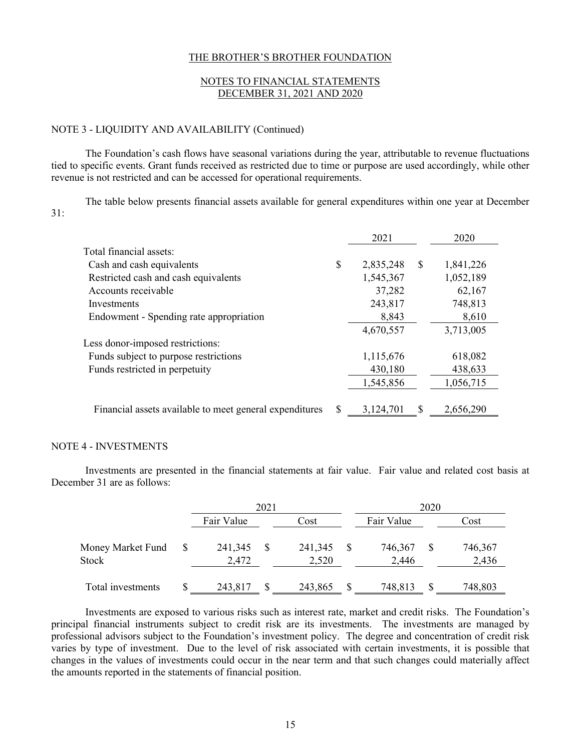THE BROTHER'S BROTHER FOUNDATION

NOTES TO FINANCIAL STATEMENTS
DECEMBER 31, 2021 AND 2020

## NOTE 3 - LIQUIDITY AND AVAILABILITY (Continued)

The Foundation's cash flows have seasonal variations during the year, attributable to revenue fluctuations tied to specific events. Grant funds received as restricted due to time or purpose are used accordingly, while other revenue is not restricted and can be accessed for operational requirements.

The table below presents financial assets available for general expenditures within one year at December 31:

| | 2021 | 2020 |
|---|---|---|
| Total financial assets: | | |
| Cash and cash equivalents | $ 2,835,248 | $ 1,841,226 |
| Restricted cash and cash equivalents | 1,545,367 | 1,052,189 |
| Accounts receivable | 37,282 | 62,167 |
| Investments | 243,817 | 748,813 |
| Endowment - Spending rate appropriation | 8,843 | 8,610 |
| | 4,670,557 | 3,713,005 |
| Less donor-imposed restrictions: | | |
| Funds subject to purpose restrictions | 1,115,676 | 618,082 |
| Funds restricted in perpetuity | 430,180 | 438,633 |
| | 1,545,856 | 1,056,715 |
| Financial assets available to meet general expenditures | $ 3,124,701 | $ 2,656,290 |

## NOTE 4 - INVESTMENTS

Investments are presented in the financial statements at fair value. Fair value and related cost basis at December 31 are as follows:

| | 2021 | | 2020 | |
|---|---|---|---|---|
| | Fair Value | Cost | Fair Value | Cost |
| Money Market Fund | $ 241,345 | $ 241,345 | $ 746,367 | $ 746,367 |
| Stock | 2,472 | 2,520 | 2,446 | 2,436 |
| Total investments | $ 243,817 | $ 243,865 | $ 748,813 | $ 748,803 |

Investments are exposed to various risks such as interest rate, market and credit risks. The Foundation's principal financial instruments subject to credit risk are its investments. The investments are managed by professional advisors subject to the Foundation's investment policy. The degree and concentration of credit risk varies by type of investment. Due to the level of risk associated with certain investments, it is possible that changes in the values of investments could occur in the near term and that such changes could materially affect the amounts reported in the statements of financial position.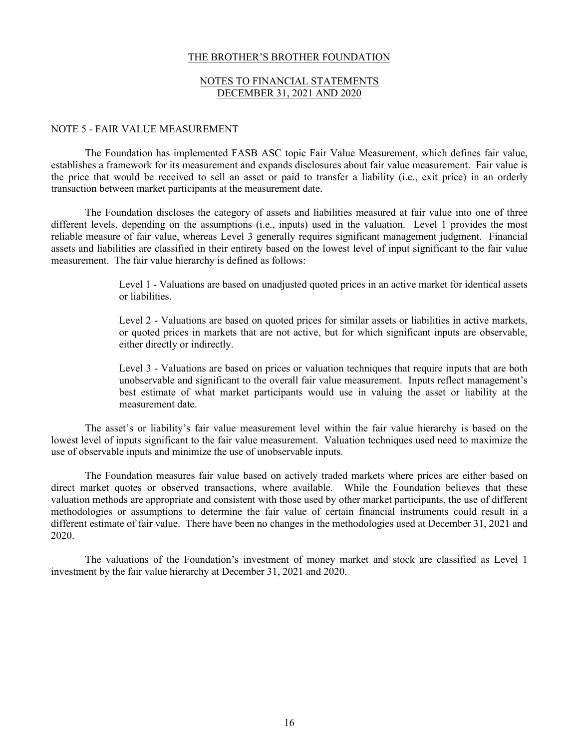THE BROTHER'S BROTHER FOUNDATION

NOTES TO FINANCIAL STATEMENTS
DECEMBER 31, 2021 AND 2020

## NOTE 5 - FAIR VALUE MEASUREMENT

The Foundation has implemented FASB ASC topic Fair Value Measurement, which defines fair value, establishes a framework for its measurement and expands disclosures about fair value measurement. Fair value is the price that would be received to sell an asset or paid to transfer a liability (i.e., exit price) in an orderly transaction between market participants at the measurement date.

The Foundation discloses the category of assets and liabilities measured at fair value into one of three different levels, depending on the assumptions (i.e., inputs) used in the valuation. Level 1 provides the most reliable measure of fair value, whereas Level 3 generally requires significant management judgment. Financial assets and liabilities are classified in their entirety based on the lowest level of input significant to the fair value measurement. The fair value hierarchy is defined as follows:

> Level 1 - Valuations are based on unadjusted quoted prices in an active market for identical assets or liabilities.
>
> Level 2 - Valuations are based on quoted prices for similar assets or liabilities in active markets, or quoted prices in markets that are not active, but for which significant inputs are observable, either directly or indirectly.
>
> Level 3 - Valuations are based on prices or valuation techniques that require inputs that are both unobservable and significant to the overall fair value measurement. Inputs reflect management's best estimate of what market participants would use in valuing the asset or liability at the measurement date.

The asset's or liability's fair value measurement level within the fair value hierarchy is based on the lowest level of inputs significant to the fair value measurement. Valuation techniques used need to maximize the use of observable inputs and minimize the use of unobservable inputs.

The Foundation measures fair value based on actively traded markets where prices are either based on direct market quotes or observed transactions, where available. While the Foundation believes that these valuation methods are appropriate and consistent with those used by other market participants, the use of different methodologies or assumptions to determine the fair value of certain financial instruments could result in a different estimate of fair value. There have been no changes in the methodologies used at December 31, 2021 and 2020.

The valuations of the Foundation's investment of money market and stock are classified as Level 1 investment by the fair value hierarchy at December 31, 2021 and 2020.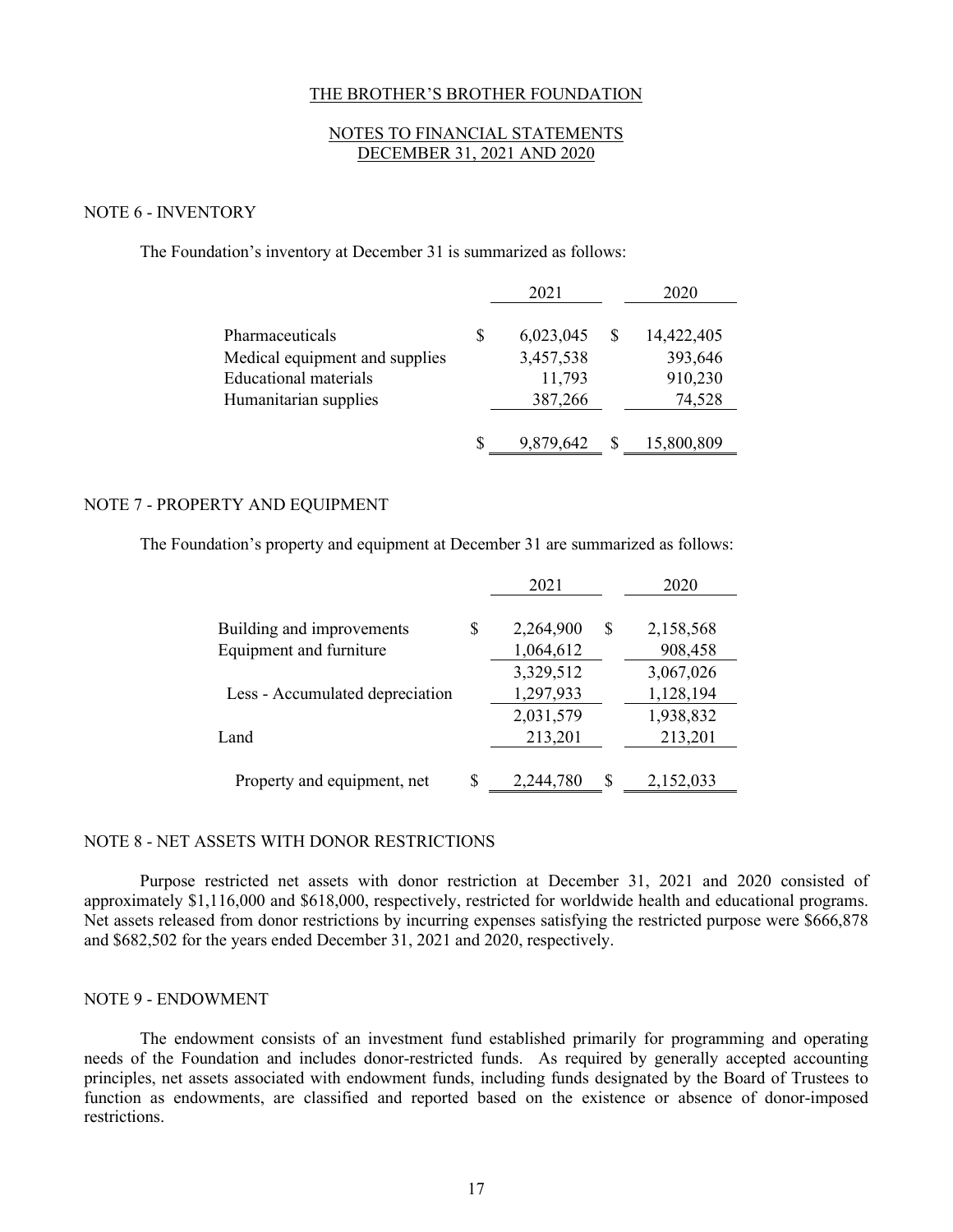# THE BROTHER'S BROTHER FOUNDATION

## NOTES TO FINANCIAL STATEMENTS
## DECEMBER 31, 2021 AND 2020

### NOTE 6 - INVENTORY

The Foundation's inventory at December 31 is summarized as follows:

| | 2021 | 2020 |
|---|---|---|
| Pharmaceuticals | $ 6,023,045 | $ 14,422,405 |
| Medical equipment and supplies | 3,457,538 | 393,646 |
| Educational materials | 11,793 | 910,230 |
| Humanitarian supplies | 387,266 | 74,528 |
| | $ 9,879,642 | $ 15,800,809 |

### NOTE 7 - PROPERTY AND EQUIPMENT

The Foundation's property and equipment at December 31 are summarized as follows:

| | 2021 | 2020 |
|---|---|---|
| Building and improvements | $ 2,264,900 | $ 2,158,568 |
| Equipment and furniture | 1,064,612 | 908,458 |
| | 3,329,512 | 3,067,026 |
| Less - Accumulated depreciation | 1,297,933 | 1,128,194 |
| | 2,031,579 | 1,938,832 |
| Land | 213,201 | 213,201 |
| Property and equipment, net | $ 2,244,780 | $ 2,152,033 |

### NOTE 8 - NET ASSETS WITH DONOR RESTRICTIONS

Purpose restricted net assets with donor restriction at December 31, 2021 and 2020 consisted of approximately $1,116,000 and $618,000, respectively, restricted for worldwide health and educational programs. Net assets released from donor restrictions by incurring expenses satisfying the restricted purpose were $666,878 and $682,502 for the years ended December 31, 2021 and 2020, respectively.

### NOTE 9 - ENDOWMENT

The endowment consists of an investment fund established primarily for programming and operating needs of the Foundation and includes donor-restricted funds. As required by generally accepted accounting principles, net assets associated with endowment funds, including funds designated by the Board of Trustees to function as endowments, are classified and reported based on the existence or absence of donor-imposed restrictions.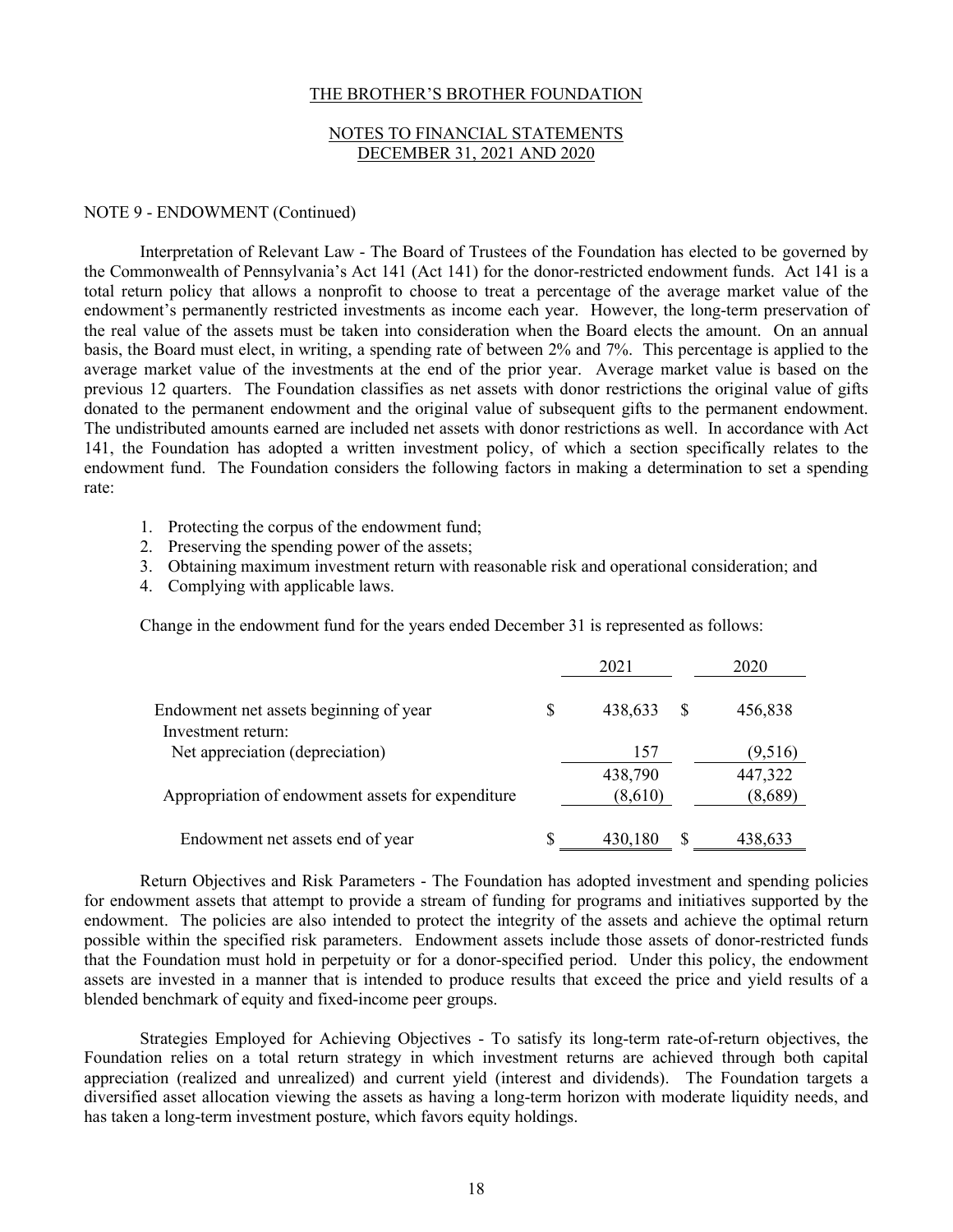THE BROTHER'S BROTHER FOUNDATION

NOTES TO FINANCIAL STATEMENTS
DECEMBER 31, 2021 AND 2020

NOTE 9 - ENDOWMENT (Continued)

Interpretation of Relevant Law - The Board of Trustees of the Foundation has elected to be governed by the Commonwealth of Pennsylvania's Act 141 (Act 141) for the donor-restricted endowment funds. Act 141 is a total return policy that allows a nonprofit to choose to treat a percentage of the average market value of the endowment's permanently restricted investments as income each year. However, the long-term preservation of the real value of the assets must be taken into consideration when the Board elects the amount. On an annual basis, the Board must elect, in writing, a spending rate of between 2% and 7%. This percentage is applied to the average market value of the investments at the end of the prior year. Average market value is based on the previous 12 quarters. The Foundation classifies as net assets with donor restrictions the original value of gifts donated to the permanent endowment and the original value of subsequent gifts to the permanent endowment. The undistributed amounts earned are included net assets with donor restrictions as well. In accordance with Act 141, the Foundation has adopted a written investment policy, of which a section specifically relates to the endowment fund. The Foundation considers the following factors in making a determination to set a spending rate:

1. Protecting the corpus of the endowment fund;
2. Preserving the spending power of the assets;
3. Obtaining maximum investment return with reasonable risk and operational consideration; and
4. Complying with applicable laws.

Change in the endowment fund for the years ended December 31 is represented as follows:

| | 2021 | 2020 |
|---|---|---|
| Endowment net assets beginning of year | $ 438,633 | $ 456,838 |
| Investment return: | | |
| Net appreciation (depreciation) | 157 | (9,516) |
| | 438,790 | 447,322 |
| Appropriation of endowment assets for expenditure | (8,610) | (8,689) |
| Endowment net assets end of year | $ 430,180 | $ 438,633 |

Return Objectives and Risk Parameters - The Foundation has adopted investment and spending policies for endowment assets that attempt to provide a stream of funding for programs and initiatives supported by the endowment. The policies are also intended to protect the integrity of the assets and achieve the optimal return possible within the specified risk parameters. Endowment assets include those assets of donor-restricted funds that the Foundation must hold in perpetuity or for a donor-specified period. Under this policy, the endowment assets are invested in a manner that is intended to produce results that exceed the price and yield results of a blended benchmark of equity and fixed-income peer groups.

Strategies Employed for Achieving Objectives - To satisfy its long-term rate-of-return objectives, the Foundation relies on a total return strategy in which investment returns are achieved through both capital appreciation (realized and unrealized) and current yield (interest and dividends). The Foundation targets a diversified asset allocation viewing the assets as having a long-term horizon with moderate liquidity needs, and has taken a long-term investment posture, which favors equity holdings.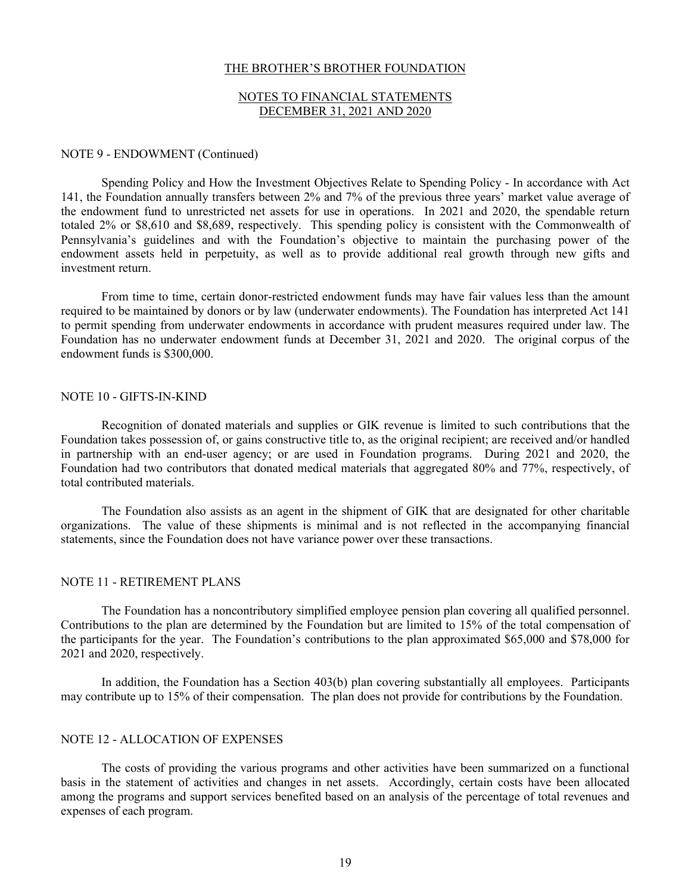THE BROTHER'S BROTHER FOUNDATION

NOTES TO FINANCIAL STATEMENTS
DECEMBER 31, 2021 AND 2020

NOTE 9 - ENDOWMENT (Continued)

Spending Policy and How the Investment Objectives Relate to Spending Policy - In accordance with Act 141, the Foundation annually transfers between 2% and 7% of the previous three years' market value average of the endowment fund to unrestricted net assets for use in operations. In 2021 and 2020, the spendable return totaled 2% or $8,610 and $8,689, respectively. This spending policy is consistent with the Commonwealth of Pennsylvania's guidelines and with the Foundation's objective to maintain the purchasing power of the endowment assets held in perpetuity, as well as to provide additional real growth through new gifts and investment return.

From time to time, certain donor-restricted endowment funds may have fair values less than the amount required to be maintained by donors or by law (underwater endowments). The Foundation has interpreted Act 141 to permit spending from underwater endowments in accordance with prudent measures required under law. The Foundation has no underwater endowment funds at December 31, 2021 and 2020. The original corpus of the endowment funds is $300,000.

NOTE 10 - GIFTS-IN-KIND

Recognition of donated materials and supplies or GIK revenue is limited to such contributions that the Foundation takes possession of, or gains constructive title to, as the original recipient; are received and/or handled in partnership with an end-user agency; or are used in Foundation programs. During 2021 and 2020, the Foundation had two contributors that donated medical materials that aggregated 80% and 77%, respectively, of total contributed materials.

The Foundation also assists as an agent in the shipment of GIK that are designated for other charitable organizations. The value of these shipments is minimal and is not reflected in the accompanying financial statements, since the Foundation does not have variance power over these transactions.

NOTE 11 - RETIREMENT PLANS

The Foundation has a noncontributory simplified employee pension plan covering all qualified personnel. Contributions to the plan are determined by the Foundation but are limited to 15% of the total compensation of the participants for the year. The Foundation's contributions to the plan approximated $65,000 and $78,000 for 2021 and 2020, respectively.

In addition, the Foundation has a Section 403(b) plan covering substantially all employees. Participants may contribute up to 15% of their compensation. The plan does not provide for contributions by the Foundation.

NOTE 12 - ALLOCATION OF EXPENSES

The costs of providing the various programs and other activities have been summarized on a functional basis in the statement of activities and changes in net assets. Accordingly, certain costs have been allocated among the programs and support services benefited based on an analysis of the percentage of total revenues and expenses of each program.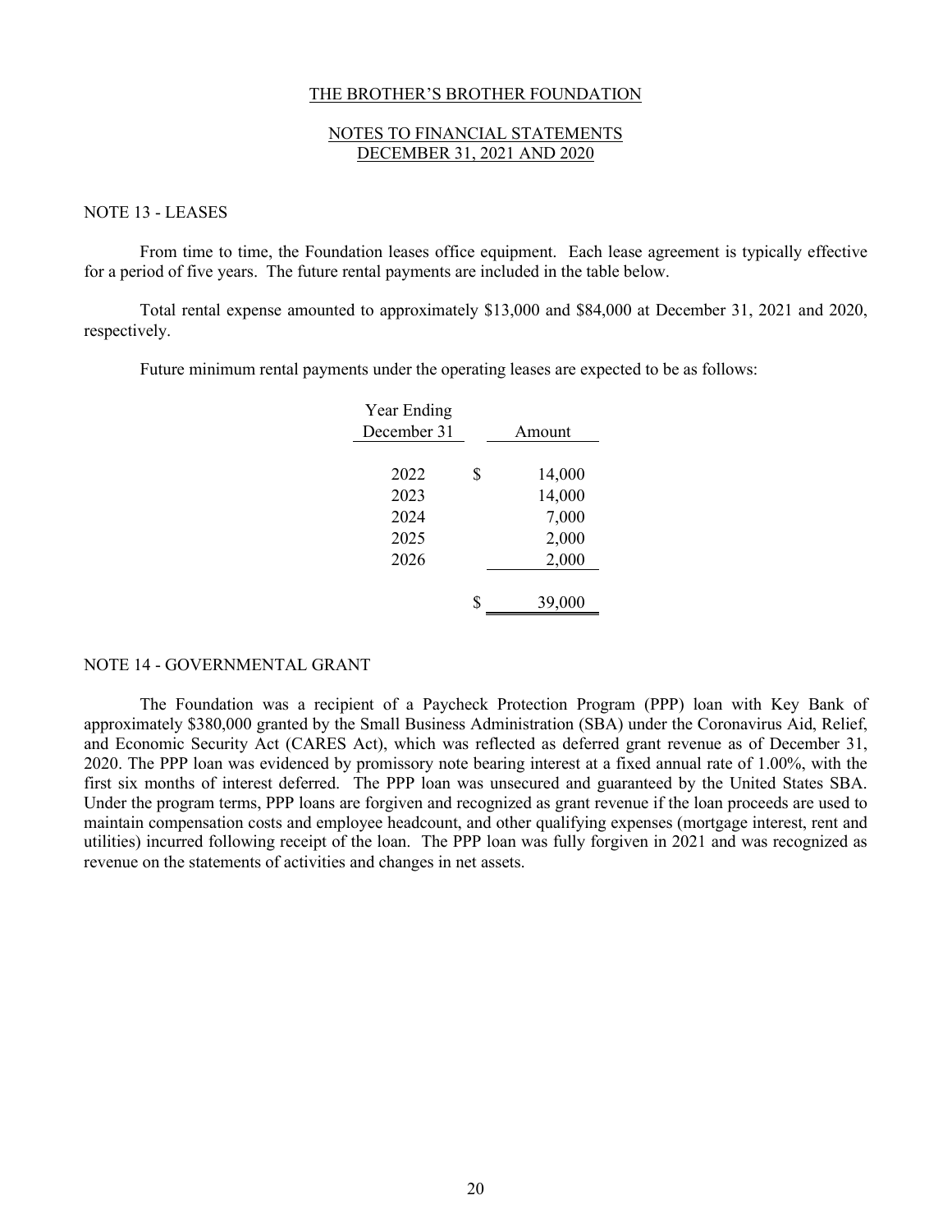THE BROTHER'S BROTHER FOUNDATION

NOTES TO FINANCIAL STATEMENTS
DECEMBER 31, 2021 AND 2020

## NOTE 13 - LEASES

From time to time, the Foundation leases office equipment. Each lease agreement is typically effective for a period of five years. The future rental payments are included in the table below.

Total rental expense amounted to approximately $13,000 and $84,000 at December 31, 2021 and 2020, respectively.

Future minimum rental payments under the operating leases are expected to be as follows:

| Year Ending December 31 | Amount |
|---|---|
| 2022 | $ 14,000 |
| 2023 | 14,000 |
| 2024 | 7,000 |
| 2025 | 2,000 |
| 2026 | 2,000 |
| | $ 39,000 |

## NOTE 14 - GOVERNMENTAL GRANT

The Foundation was a recipient of a Paycheck Protection Program (PPP) loan with Key Bank of approximately $380,000 granted by the Small Business Administration (SBA) under the Coronavirus Aid, Relief, and Economic Security Act (CARES Act), which was reflected as deferred grant revenue as of December 31, 2020. The PPP loan was evidenced by promissory note bearing interest at a fixed annual rate of 1.00%, with the first six months of interest deferred. The PPP loan was unsecured and guaranteed by the United States SBA. Under the program terms, PPP loans are forgiven and recognized as grant revenue if the loan proceeds are used to maintain compensation costs and employee headcount, and other qualifying expenses (mortgage interest, rent and utilities) incurred following receipt of the loan. The PPP loan was fully forgiven in 2021 and was recognized as revenue on the statements of activities and changes in net assets.